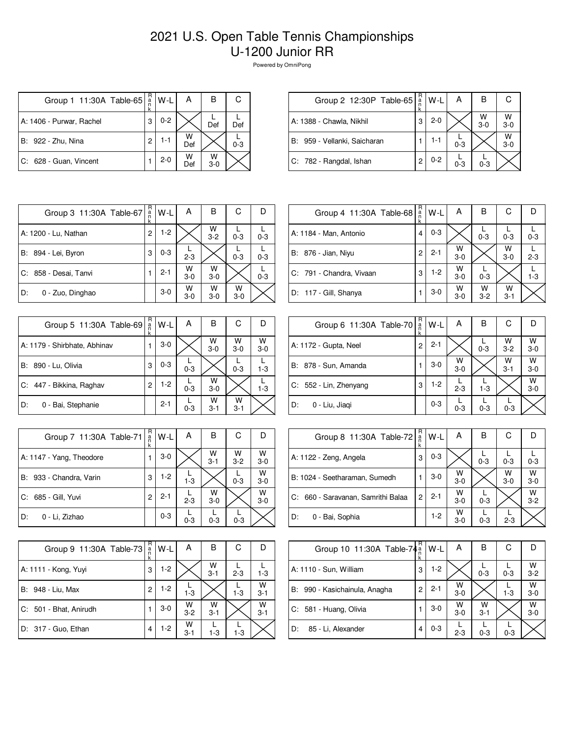# 2021 U.S. Open Table Tennis Championships
## U-1200 Junior RR

Powered by OmniPong

| Group 1 11:30A Table-65 | Rank | W-L | A | B | C |
|---|---|---|---|---|---|
| A: 1406 - Purwar, Rachel | 3 | 0-2 | | L Def | L Def |
| B: 922 - Zhu, Nina | 2 | 1-1 | W Def | | L 0-3 |
| C: 628 - Guan, Vincent | 1 | 2-0 | W Def | W 3-0 | |

| Group 2 12:30P Table-65 | Rank | W-L | A | B | C |
|---|---|---|---|---|---|
| A: 1388 - Chawla, Nikhil | 3 | 2-0 | | W 3-0 | W 3-0 |
| B: 959 - Vellanki, Saicharan | 1 | 1-1 | L 0-3 | | W 3-0 |
| C: 782 - Rangdal, Ishan | 2 | 0-2 | L 0-3 | L 0-3 | |

| Group 3 11:30A Table-67 | Rank | W-L | A | B | C | D |
|---|---|---|---|---|---|---|
| A: 1200 - Lu, Nathan | 2 | 1-2 | | W 3-2 | L 0-3 | L 0-3 |
| B: 894 - Lei, Byron | 3 | 0-3 | L 2-3 | | L 0-3 | L 0-3 |
| C: 858 - Desai, Tanvi | 1 | 2-1 | W 3-0 | W 3-0 | | L 0-3 |
| D: 0 - Zuo, Dinghao | | 3-0 | W 3-0 | W 3-0 | W 3-0 | |

| Group 4 11:30A Table-68 | Rank | W-L | A | B | C | D |
|---|---|---|---|---|---|---|
| A: 1184 - Man, Antonio | 4 | 0-3 | | L 0-3 | L 0-3 | L 0-3 |
| B: 876 - Jian, Niyu | 2 | 2-1 | W 3-0 | | W 3-0 | L 2-3 |
| C: 791 - Chandra, Vivaan | 3 | 1-2 | W 3-0 | L 0-3 | | L 1-3 |
| D: 117 - Gill, Shanya | 1 | 3-0 | W 3-0 | W 3-2 | W 3-1 | |

| Group 5 11:30A Table-69 | Rank | W-L | A | B | C | D |
|---|---|---|---|---|---|---|
| A: 1179 - Shirbhate, Abhinav | 1 | 3-0 | | W 3-0 | W 3-0 | W 3-0 |
| B: 890 - Lu, Olivia | 3 | 0-3 | L 0-3 | | L 0-3 | L 1-3 |
| C: 447 - Bikkina, Raghav | 2 | 1-2 | L 0-3 | W 3-0 | | L 1-3 |
| D: 0 - Bai, Stephanie | | 2-1 | L 0-3 | W 3-1 | W 3-1 | |

| Group 6 11:30A Table-70 | Rank | W-L | A | B | C | D |
|---|---|---|---|---|---|---|
| A: 1172 - Gupta, Neel | 2 | 2-1 | | L 0-3 | W 3-2 | W 3-0 |
| B: 878 - Sun, Amanda | 1 | 3-0 | W 3-0 | | W 3-1 | W 3-0 |
| C: 552 - Lin, Zhenyang | 3 | 1-2 | L 2-3 | L 1-3 | | W 3-0 |
| D: 0 - Liu, Jiaqi | | 0-3 | L 0-3 | L 0-3 | L 0-3 | |

| Group 7 11:30A Table-71 | Rank | W-L | A | B | C | D |
|---|---|---|---|---|---|---|
| A: 1147 - Yang, Theodore | 1 | 3-0 | | W 3-1 | W 3-2 | W 3-0 |
| B: 933 - Chandra, Varin | 3 | 1-2 | L 1-3 | | L 0-3 | W 3-0 |
| C: 685 - Gill, Yuvi | 2 | 2-1 | L 2-3 | W 3-0 | | W 3-0 |
| D: 0 - Li, Zizhao | | 0-3 | L 0-3 | L 0-3 | L 0-3 | |

| Group 8 11:30A Table-72 | Rank | W-L | A | B | C | D |
|---|---|---|---|---|---|---|
| A: 1122 - Zeng, Angela | 3 | 0-3 | | L 0-3 | L 0-3 | L 0-3 |
| B: 1024 - Seetharaman, Sumedh | 1 | 3-0 | W 3-0 | | W 3-0 | W 3-0 |
| C: 660 - Saravanan, Samrithi Balaa | 2 | 2-1 | W 3-0 | L 0-3 | | W 3-2 |
| D: 0 - Bai, Sophia | | 1-2 | W 3-0 | L 0-3 | L 2-3 | |

| Group 9 11:30A Table-73 | Rank | W-L | A | B | C | D |
|---|---|---|---|---|---|---|
| A: 1111 - Kong, Yuyi | 3 | 1-2 | | W 3-1 | L 2-3 | L 1-3 |
| B: 948 - Liu, Max | 2 | 1-2 | L 1-3 | | L 1-3 | W 3-1 |
| C: 501 - Bhat, Anirudh | 1 | 3-0 | W 3-2 | W 3-1 | | W 3-1 |
| D: 317 - Guo, Ethan | 4 | 1-2 | W 3-1 | L 1-3 | L 1-3 | |

| Group 10 11:30A Table-74 | Rank | W-L | A | B | C | D |
|---|---|---|---|---|---|---|
| A: 1110 - Sun, William | 3 | 1-2 | | L 0-3 | L 0-3 | W 3-2 |
| B: 990 - Kasichainula, Anagha | 2 | 2-1 | W 3-0 | | L 1-3 | W 3-0 |
| C: 581 - Huang, Olivia | 1 | 3-0 | W 3-0 | W 3-1 | | W 3-0 |
| D: 85 - Li, Alexander | 4 | 0-3 | L 2-3 | L 0-3 | L 0-3 | |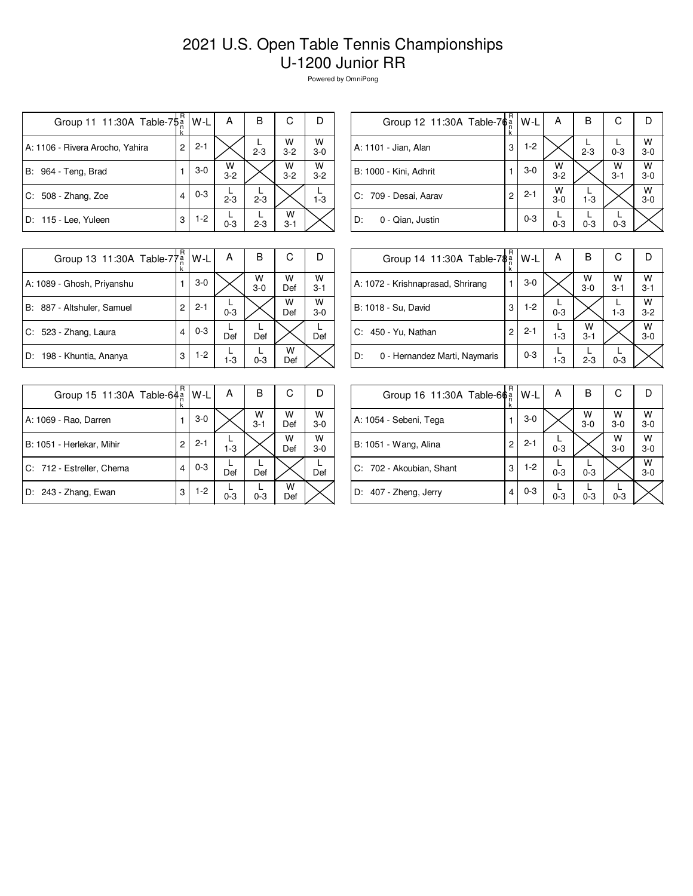# 2021 U.S. Open Table Tennis Championships
## U-1200 Junior RR

Powered by OmniPong

| Group 11 11:30A Table-75 | Rank | W-L | A | B | C | D |
|---|---|---|---|---|---|---|
| A: 1106 - Rivera Arocho, Yahira | 2 | 2-1 | | L 2-3 | W 3-2 | W 3-0 |
| B: 964 - Teng, Brad | 1 | 3-0 | W 3-2 | | W 3-2 | W 3-2 |
| C: 508 - Zhang, Zoe | 4 | 0-3 | L 2-3 | L 2-3 | | L 1-3 |
| D: 115 - Lee, Yuleen | 3 | 1-2 | L 0-3 | L 2-3 | W 3-1 | |

| Group 12 11:30A Table-76 | Rank | W-L | A | B | C | D |
|---|---|---|---|---|---|---|
| A: 1101 - Jian, Alan | 3 | 1-2 | | L 2-3 | L 0-3 | W 3-0 |
| B: 1000 - Kini, Adhrit | 1 | 3-0 | W 3-2 | | W 3-1 | W 3-0 |
| C: 709 - Desai, Aarav | 2 | 2-1 | W 3-0 | L 1-3 | | W 3-0 |
| D: 0 - Qian, Justin | | 0-3 | L 0-3 | L 0-3 | L 0-3 | |

| Group 13 11:30A Table-77 | Rank | W-L | A | B | C | D |
|---|---|---|---|---|---|---|
| A: 1089 - Ghosh, Priyanshu | 1 | 3-0 | | W 3-0 | W Def | W 3-1 |
| B: 887 - Altshuler, Samuel | 2 | 2-1 | L 0-3 | | W Def | W 3-0 |
| C: 523 - Zhang, Laura | 4 | 0-3 | L Def | L Def | | L Def |
| D: 198 - Khuntia, Ananya | 3 | 1-2 | L 1-3 | L 0-3 | W Def | |

| Group 14 11:30A Table-78 | Rank | W-L | A | B | C | D |
|---|---|---|---|---|---|---|
| A: 1072 - Krishnaprasad, Shrirang | 1 | 3-0 | | W 3-0 | W 3-1 | W 3-1 |
| B: 1018 - Su, David | 3 | 1-2 | L 0-3 | | L 1-3 | W 3-2 |
| C: 450 - Yu, Nathan | 2 | 2-1 | L 1-3 | W 3-1 | | W 3-0 |
| D: 0 - Hernandez Marti, Naymaris | | 0-3 | L 1-3 | L 2-3 | L 0-3 | |

| Group 15 11:30A Table-64 | Rank | W-L | A | B | C | D |
|---|---|---|---|---|---|---|
| A: 1069 - Rao, Darren | 1 | 3-0 | | W 3-1 | W Def | W 3-0 |
| B: 1051 - Herlekar, Mihir | 2 | 2-1 | L 1-3 | | W Def | W 3-0 |
| C: 712 - Estreller, Chema | 4 | 0-3 | L Def | L Def | | L Def |
| D: 243 - Zhang, Ewan | 3 | 1-2 | L 0-3 | L 0-3 | W Def | |

| Group 16 11:30A Table-66 | Rank | W-L | A | B | C | D |
|---|---|---|---|---|---|---|
| A: 1054 - Sebeni, Tega | 1 | 3-0 | | W 3-0 | W 3-0 | W 3-0 |
| B: 1051 - Wang, Alina | 2 | 2-1 | L 0-3 | | W 3-0 | W 3-0 |
| C: 702 - Akoubian, Shant | 3 | 1-2 | L 0-3 | L 0-3 | | W 3-0 |
| D: 407 - Zheng, Jerry | 4 | 0-3 | L 0-3 | L 0-3 | L 0-3 | |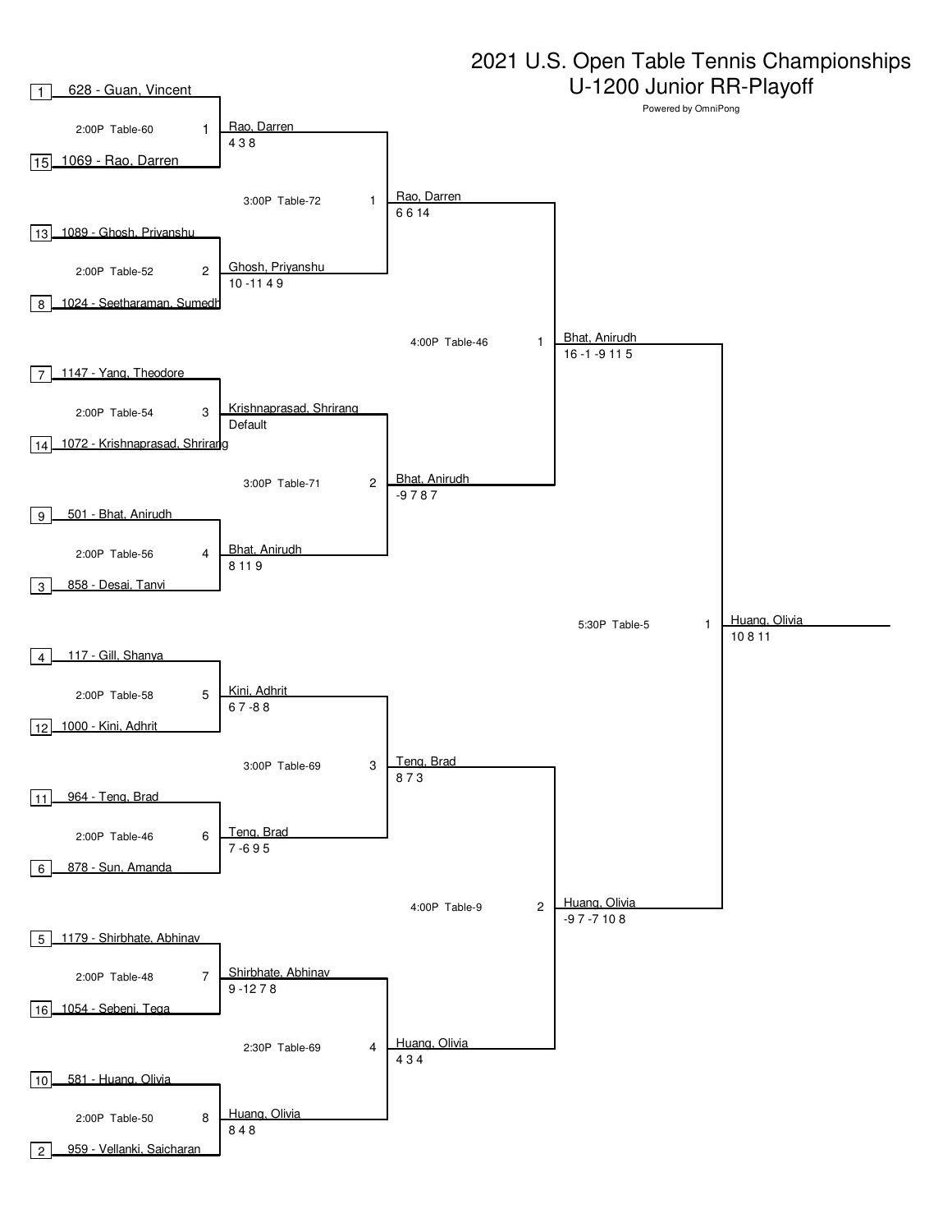# 2021 U.S. Open Table Tennis Championships
## U-1200 Junior RR-Playoff

Powered by OmniPong

**Round 1**

1 628 - Guan, Vincent
2:00P Table-60 1
15 1069 - Rao, Darren
Winner: Rao, Darren 4 3 8

13 1089 - Ghosh, Priyanshu
2:00P Table-52 2
8 1024 - Seetharaman, Sumedh
Winner: Ghosh, Priyanshu 10 -11 4 9

7 1147 - Yang, Theodore
2:00P Table-54 3
14 1072 - Krishnaprasad, Shrirang
Winner: Krishnaprasad, Shrirang Default

9 501 - Bhat, Anirudh
2:00P Table-56 4
3 858 - Desai, Tanvi
Winner: Bhat, Anirudh 8 11 9

4 117 - Gill, Shanya
2:00P Table-58 5
12 1000 - Kini, Adhrit
Winner: Kini, Adhrit 6 7 -8 8

11 964 - Teng, Brad
2:00P Table-46 6
6 878 - Sun, Amanda
Winner: Teng, Brad 7 -6 9 5

5 1179 - Shirbhate, Abhinav
2:00P Table-48 7
16 1054 - Sebeni, Tega
Winner: Shirbhate, Abhinav 9 -12 7 8

10 581 - Huang, Olivia
2:00P Table-50 8
2 959 - Vellanki, Saicharan
Winner: Huang, Olivia 8 4 8

**Quarterfinals**

3:00P Table-72 1
Winner: Rao, Darren 6 6 14

3:00P Table-71 2
Winner: Bhat, Anirudh -9 7 8 7

3:00P Table-69 3
Winner: Teng, Brad 8 7 3

2:30P Table-69 4
Winner: Huang, Olivia 4 3 4

**Semifinals**

4:00P Table-46 1
Winner: Bhat, Anirudh 16 -1 -9 11 5

4:00P Table-9 2
Winner: Huang, Olivia -9 7 -7 10 8

**Final**

5:30P Table-5 1
Winner: Huang, Olivia 10 8 11